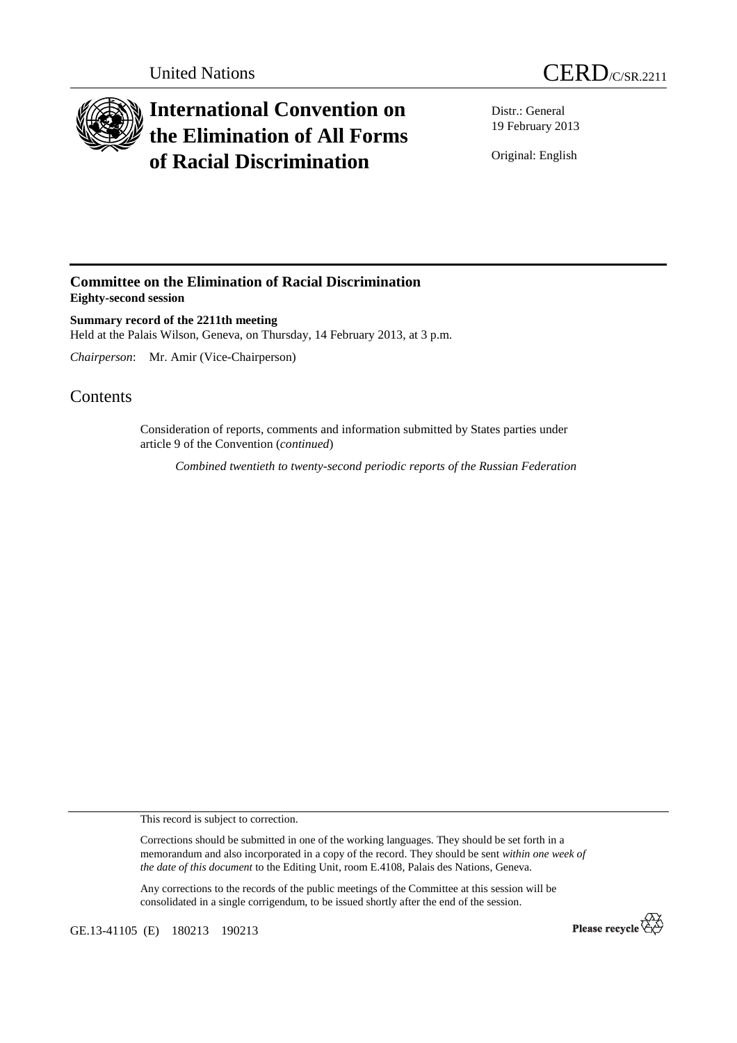United Nations

# CERD/C/SR.2211

# International Convention on the Elimination of All Forms of Racial Discrimination

Distr.: General
19 February 2013

Original: English

## Committee on the Elimination of Racial Discrimination
**Eighty-second session**

**Summary record of the 2211th meeting**
Held at the Palais Wilson, Geneva, on Thursday, 14 February 2013, at 3 p.m.

*Chairperson*: Mr. Amir (Vice-Chairperson)

## Contents

Consideration of reports, comments and information submitted by States parties under article 9 of the Convention (*continued*)

*Combined twentieth to twenty-second periodic reports of the Russian Federation*

This record is subject to correction.

Corrections should be submitted in one of the working languages. They should be set forth in a memorandum and also incorporated in a copy of the record. They should be sent *within one week of the date of this document* to the Editing Unit, room E.4108, Palais des Nations, Geneva.

Any corrections to the records of the public meetings of the Committee at this session will be consolidated in a single corrigendum, to be issued shortly after the end of the session.

GE.13-41105 (E) 180213 190213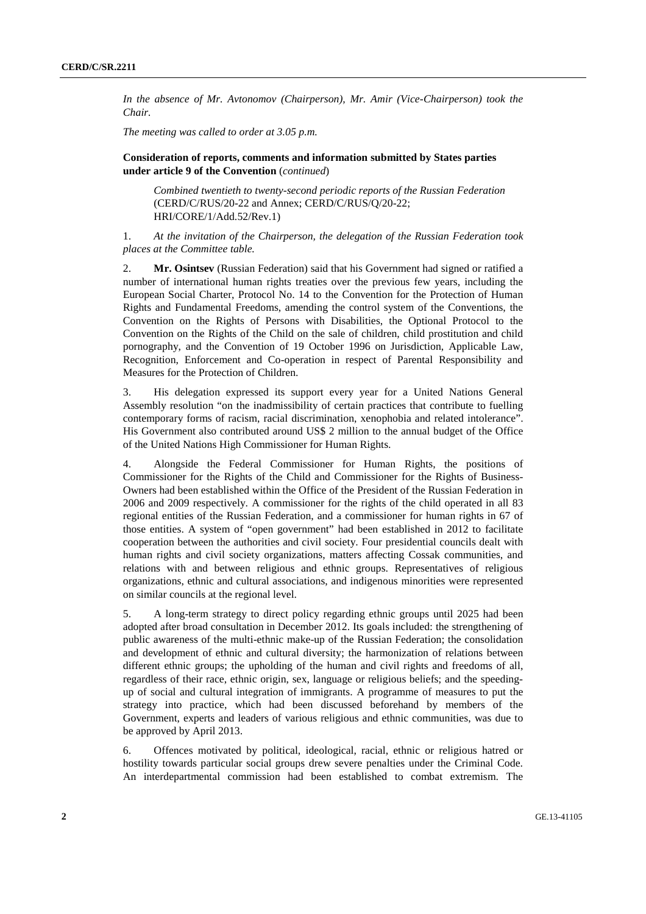*In the absence of Mr. Avtonomov (Chairperson), Mr. Amir (Vice-Chairperson) took the Chair.*

*The meeting was called to order at 3.05 p.m.*

**Consideration of reports, comments and information submitted by States parties under article 9 of the Convention** (*continued*)

*Combined twentieth to twenty-second periodic reports of the Russian Federation* (CERD/C/RUS/20-22 and Annex; CERD/C/RUS/Q/20-22; HRI/CORE/1/Add.52/Rev.1)

1. *At the invitation of the Chairperson, the delegation of the Russian Federation took places at the Committee table.*

2. **Mr. Osintsev** (Russian Federation) said that his Government had signed or ratified a number of international human rights treaties over the previous few years, including the European Social Charter, Protocol No. 14 to the Convention for the Protection of Human Rights and Fundamental Freedoms, amending the control system of the Conventions, the Convention on the Rights of Persons with Disabilities, the Optional Protocol to the Convention on the Rights of the Child on the sale of children, child prostitution and child pornography, and the Convention of 19 October 1996 on Jurisdiction, Applicable Law, Recognition, Enforcement and Co-operation in respect of Parental Responsibility and Measures for the Protection of Children.

3. His delegation expressed its support every year for a United Nations General Assembly resolution "on the inadmissibility of certain practices that contribute to fuelling contemporary forms of racism, racial discrimination, xenophobia and related intolerance". His Government also contributed around US$ 2 million to the annual budget of the Office of the United Nations High Commissioner for Human Rights.

4. Alongside the Federal Commissioner for Human Rights, the positions of Commissioner for the Rights of the Child and Commissioner for the Rights of Business-Owners had been established within the Office of the President of the Russian Federation in 2006 and 2009 respectively. A commissioner for the rights of the child operated in all 83 regional entities of the Russian Federation, and a commissioner for human rights in 67 of those entities. A system of "open government" had been established in 2012 to facilitate cooperation between the authorities and civil society. Four presidential councils dealt with human rights and civil society organizations, matters affecting Cossak communities, and relations with and between religious and ethnic groups. Representatives of religious organizations, ethnic and cultural associations, and indigenous minorities were represented on similar councils at the regional level.

5. A long-term strategy to direct policy regarding ethnic groups until 2025 had been adopted after broad consultation in December 2012. Its goals included: the strengthening of public awareness of the multi-ethnic make-up of the Russian Federation; the consolidation and development of ethnic and cultural diversity; the harmonization of relations between different ethnic groups; the upholding of the human and civil rights and freedoms of all, regardless of their race, ethnic origin, sex, language or religious beliefs; and the speeding-up of social and cultural integration of immigrants. A programme of measures to put the strategy into practice, which had been discussed beforehand by members of the Government, experts and leaders of various religious and ethnic communities, was due to be approved by April 2013.

6. Offences motivated by political, ideological, racial, ethnic or religious hatred or hostility towards particular social groups drew severe penalties under the Criminal Code. An interdepartmental commission had been established to combat extremism. The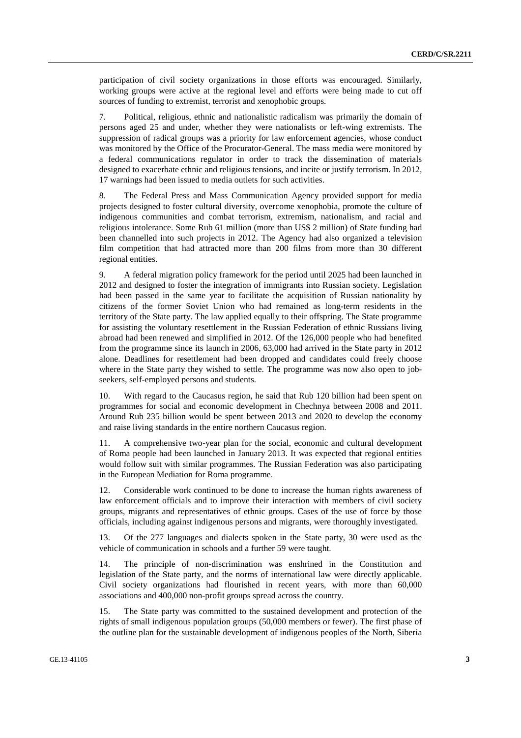participation of civil society organizations in those efforts was encouraged. Similarly, working groups were active at the regional level and efforts were being made to cut off sources of funding to extremist, terrorist and xenophobic groups.

7. Political, religious, ethnic and nationalistic radicalism was primarily the domain of persons aged 25 and under, whether they were nationalists or left-wing extremists. The suppression of radical groups was a priority for law enforcement agencies, whose conduct was monitored by the Office of the Procurator-General. The mass media were monitored by a federal communications regulator in order to track the dissemination of materials designed to exacerbate ethnic and religious tensions, and incite or justify terrorism. In 2012, 17 warnings had been issued to media outlets for such activities.

8. The Federal Press and Mass Communication Agency provided support for media projects designed to foster cultural diversity, overcome xenophobia, promote the culture of indigenous communities and combat terrorism, extremism, nationalism, and racial and religious intolerance. Some Rub 61 million (more than US$ 2 million) of State funding had been channelled into such projects in 2012. The Agency had also organized a television film competition that had attracted more than 200 films from more than 30 different regional entities.

9. A federal migration policy framework for the period until 2025 had been launched in 2012 and designed to foster the integration of immigrants into Russian society. Legislation had been passed in the same year to facilitate the acquisition of Russian nationality by citizens of the former Soviet Union who had remained as long-term residents in the territory of the State party. The law applied equally to their offspring. The State programme for assisting the voluntary resettlement in the Russian Federation of ethnic Russians living abroad had been renewed and simplified in 2012. Of the 126,000 people who had benefited from the programme since its launch in 2006, 63,000 had arrived in the State party in 2012 alone. Deadlines for resettlement had been dropped and candidates could freely choose where in the State party they wished to settle. The programme was now also open to job-seekers, self-employed persons and students.

10. With regard to the Caucasus region, he said that Rub 120 billion had been spent on programmes for social and economic development in Chechnya between 2008 and 2011. Around Rub 235 billion would be spent between 2013 and 2020 to develop the economy and raise living standards in the entire northern Caucasus region.

11. A comprehensive two-year plan for the social, economic and cultural development of Roma people had been launched in January 2013. It was expected that regional entities would follow suit with similar programmes. The Russian Federation was also participating in the European Mediation for Roma programme.

12. Considerable work continued to be done to increase the human rights awareness of law enforcement officials and to improve their interaction with members of civil society groups, migrants and representatives of ethnic groups. Cases of the use of force by those officials, including against indigenous persons and migrants, were thoroughly investigated.

13. Of the 277 languages and dialects spoken in the State party, 30 were used as the vehicle of communication in schools and a further 59 were taught.

14. The principle of non-discrimination was enshrined in the Constitution and legislation of the State party, and the norms of international law were directly applicable. Civil society organizations had flourished in recent years, with more than 60,000 associations and 400,000 non-profit groups spread across the country.

15. The State party was committed to the sustained development and protection of the rights of small indigenous population groups (50,000 members or fewer). The first phase of the outline plan for the sustainable development of indigenous peoples of the North, Siberia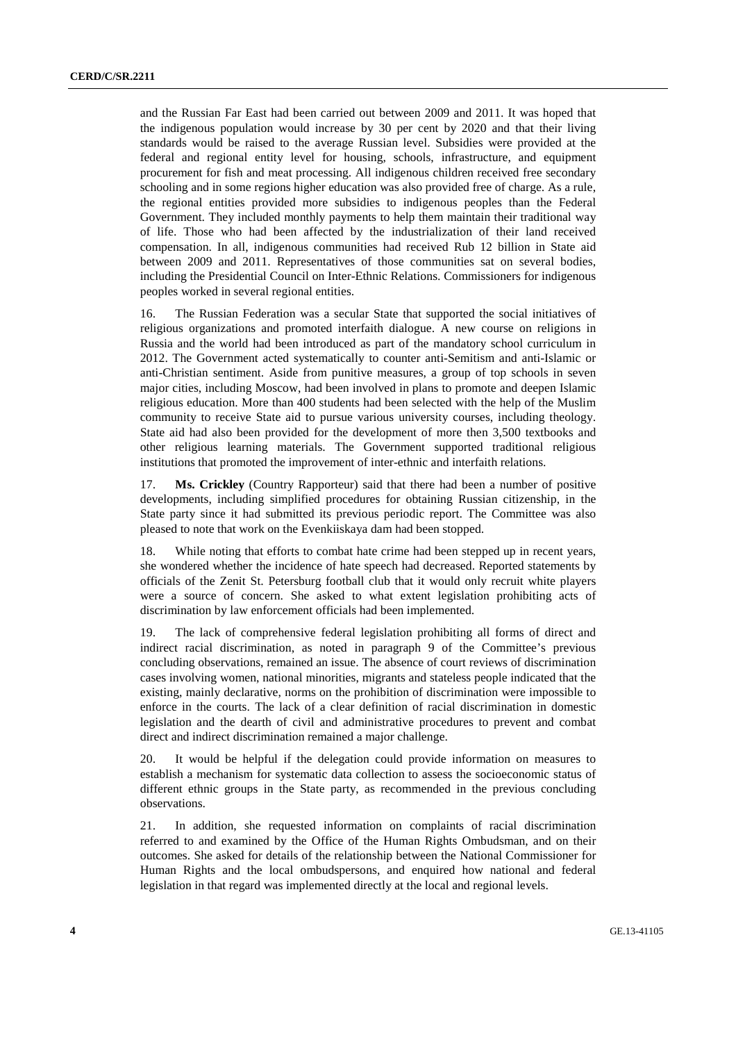and the Russian Far East had been carried out between 2009 and 2011. It was hoped that the indigenous population would increase by 30 per cent by 2020 and that their living standards would be raised to the average Russian level. Subsidies were provided at the federal and regional entity level for housing, schools, infrastructure, and equipment procurement for fish and meat processing. All indigenous children received free secondary schooling and in some regions higher education was also provided free of charge. As a rule, the regional entities provided more subsidies to indigenous peoples than the Federal Government. They included monthly payments to help them maintain their traditional way of life. Those who had been affected by the industrialization of their land received compensation. In all, indigenous communities had received Rub 12 billion in State aid between 2009 and 2011. Representatives of those communities sat on several bodies, including the Presidential Council on Inter-Ethnic Relations. Commissioners for indigenous peoples worked in several regional entities.

16. The Russian Federation was a secular State that supported the social initiatives of religious organizations and promoted interfaith dialogue. A new course on religions in Russia and the world had been introduced as part of the mandatory school curriculum in 2012. The Government acted systematically to counter anti-Semitism and anti-Islamic or anti-Christian sentiment. Aside from punitive measures, a group of top schools in seven major cities, including Moscow, had been involved in plans to promote and deepen Islamic religious education. More than 400 students had been selected with the help of the Muslim community to receive State aid to pursue various university courses, including theology. State aid had also been provided for the development of more then 3,500 textbooks and other religious learning materials. The Government supported traditional religious institutions that promoted the improvement of inter-ethnic and interfaith relations.

17. **Ms. Crickley** (Country Rapporteur) said that there had been a number of positive developments, including simplified procedures for obtaining Russian citizenship, in the State party since it had submitted its previous periodic report. The Committee was also pleased to note that work on the Evenkiiskaya dam had been stopped.

18. While noting that efforts to combat hate crime had been stepped up in recent years, she wondered whether the incidence of hate speech had decreased. Reported statements by officials of the Zenit St. Petersburg football club that it would only recruit white players were a source of concern. She asked to what extent legislation prohibiting acts of discrimination by law enforcement officials had been implemented.

19. The lack of comprehensive federal legislation prohibiting all forms of direct and indirect racial discrimination, as noted in paragraph 9 of the Committee's previous concluding observations, remained an issue. The absence of court reviews of discrimination cases involving women, national minorities, migrants and stateless people indicated that the existing, mainly declarative, norms on the prohibition of discrimination were impossible to enforce in the courts. The lack of a clear definition of racial discrimination in domestic legislation and the dearth of civil and administrative procedures to prevent and combat direct and indirect discrimination remained a major challenge.

20. It would be helpful if the delegation could provide information on measures to establish a mechanism for systematic data collection to assess the socioeconomic status of different ethnic groups in the State party, as recommended in the previous concluding observations.

21. In addition, she requested information on complaints of racial discrimination referred to and examined by the Office of the Human Rights Ombudsman, and on their outcomes. She asked for details of the relationship between the National Commissioner for Human Rights and the local ombudspersons, and enquired how national and federal legislation in that regard was implemented directly at the local and regional levels.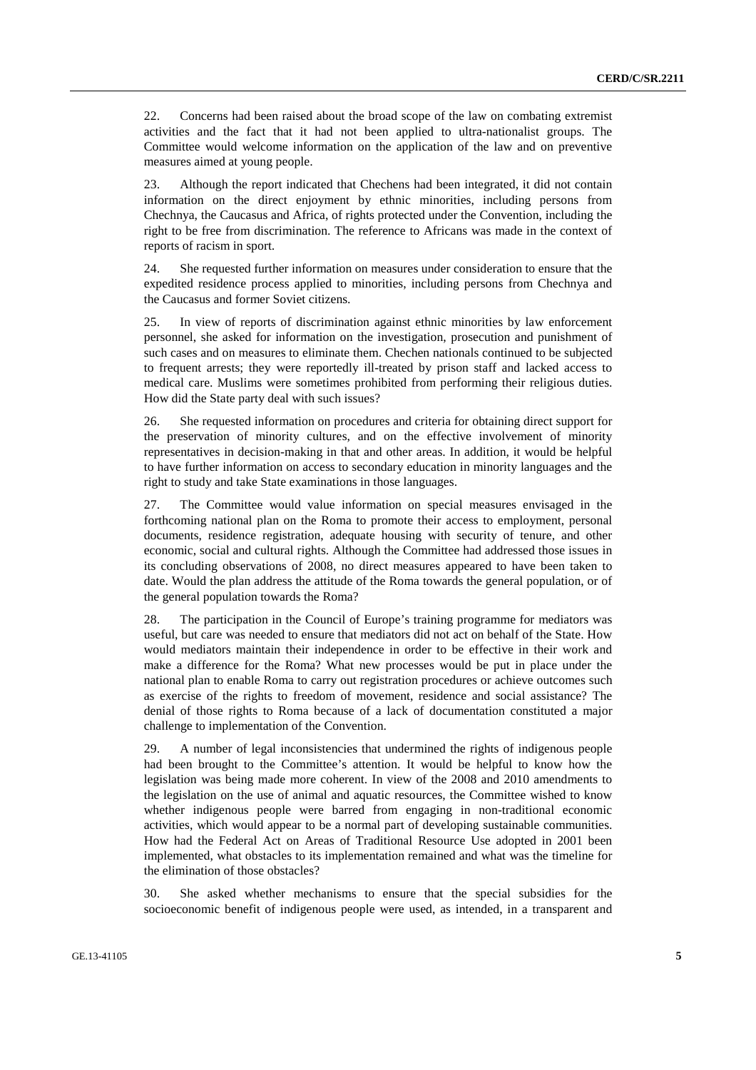22. Concerns had been raised about the broad scope of the law on combating extremist activities and the fact that it had not been applied to ultra-nationalist groups. The Committee would welcome information on the application of the law and on preventive measures aimed at young people.

23. Although the report indicated that Chechens had been integrated, it did not contain information on the direct enjoyment by ethnic minorities, including persons from Chechnya, the Caucasus and Africa, of rights protected under the Convention, including the right to be free from discrimination. The reference to Africans was made in the context of reports of racism in sport.

24. She requested further information on measures under consideration to ensure that the expedited residence process applied to minorities, including persons from Chechnya and the Caucasus and former Soviet citizens.

25. In view of reports of discrimination against ethnic minorities by law enforcement personnel, she asked for information on the investigation, prosecution and punishment of such cases and on measures to eliminate them. Chechen nationals continued to be subjected to frequent arrests; they were reportedly ill-treated by prison staff and lacked access to medical care. Muslims were sometimes prohibited from performing their religious duties. How did the State party deal with such issues?

26. She requested information on procedures and criteria for obtaining direct support for the preservation of minority cultures, and on the effective involvement of minority representatives in decision-making in that and other areas. In addition, it would be helpful to have further information on access to secondary education in minority languages and the right to study and take State examinations in those languages.

27. The Committee would value information on special measures envisaged in the forthcoming national plan on the Roma to promote their access to employment, personal documents, residence registration, adequate housing with security of tenure, and other economic, social and cultural rights. Although the Committee had addressed those issues in its concluding observations of 2008, no direct measures appeared to have been taken to date. Would the plan address the attitude of the Roma towards the general population, or of the general population towards the Roma?

28. The participation in the Council of Europe's training programme for mediators was useful, but care was needed to ensure that mediators did not act on behalf of the State. How would mediators maintain their independence in order to be effective in their work and make a difference for the Roma? What new processes would be put in place under the national plan to enable Roma to carry out registration procedures or achieve outcomes such as exercise of the rights to freedom of movement, residence and social assistance? The denial of those rights to Roma because of a lack of documentation constituted a major challenge to implementation of the Convention.

29. A number of legal inconsistencies that undermined the rights of indigenous people had been brought to the Committee's attention. It would be helpful to know how the legislation was being made more coherent. In view of the 2008 and 2010 amendments to the legislation on the use of animal and aquatic resources, the Committee wished to know whether indigenous people were barred from engaging in non-traditional economic activities, which would appear to be a normal part of developing sustainable communities. How had the Federal Act on Areas of Traditional Resource Use adopted in 2001 been implemented, what obstacles to its implementation remained and what was the timeline for the elimination of those obstacles?

30. She asked whether mechanisms to ensure that the special subsidies for the socioeconomic benefit of indigenous people were used, as intended, in a transparent and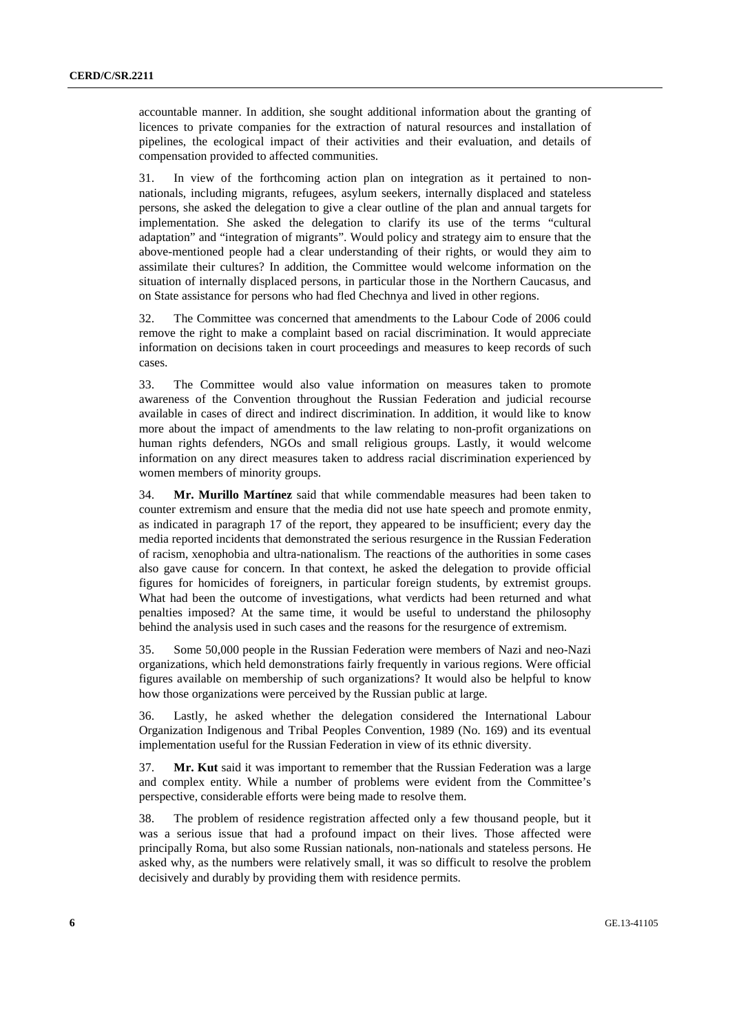accountable manner. In addition, she sought additional information about the granting of licences to private companies for the extraction of natural resources and installation of pipelines, the ecological impact of their activities and their evaluation, and details of compensation provided to affected communities.

31. In view of the forthcoming action plan on integration as it pertained to non-nationals, including migrants, refugees, asylum seekers, internally displaced and stateless persons, she asked the delegation to give a clear outline of the plan and annual targets for implementation. She asked the delegation to clarify its use of the terms "cultural adaptation" and "integration of migrants". Would policy and strategy aim to ensure that the above-mentioned people had a clear understanding of their rights, or would they aim to assimilate their cultures? In addition, the Committee would welcome information on the situation of internally displaced persons, in particular those in the Northern Caucasus, and on State assistance for persons who had fled Chechnya and lived in other regions.

32. The Committee was concerned that amendments to the Labour Code of 2006 could remove the right to make a complaint based on racial discrimination. It would appreciate information on decisions taken in court proceedings and measures to keep records of such cases.

33. The Committee would also value information on measures taken to promote awareness of the Convention throughout the Russian Federation and judicial recourse available in cases of direct and indirect discrimination. In addition, it would like to know more about the impact of amendments to the law relating to non-profit organizations on human rights defenders, NGOs and small religious groups. Lastly, it would welcome information on any direct measures taken to address racial discrimination experienced by women members of minority groups.

34. **Mr. Murillo Martínez** said that while commendable measures had been taken to counter extremism and ensure that the media did not use hate speech and promote enmity, as indicated in paragraph 17 of the report, they appeared to be insufficient; every day the media reported incidents that demonstrated the serious resurgence in the Russian Federation of racism, xenophobia and ultra-nationalism. The reactions of the authorities in some cases also gave cause for concern. In that context, he asked the delegation to provide official figures for homicides of foreigners, in particular foreign students, by extremist groups. What had been the outcome of investigations, what verdicts had been returned and what penalties imposed? At the same time, it would be useful to understand the philosophy behind the analysis used in such cases and the reasons for the resurgence of extremism.

35. Some 50,000 people in the Russian Federation were members of Nazi and neo-Nazi organizations, which held demonstrations fairly frequently in various regions. Were official figures available on membership of such organizations? It would also be helpful to know how those organizations were perceived by the Russian public at large.

36. Lastly, he asked whether the delegation considered the International Labour Organization Indigenous and Tribal Peoples Convention, 1989 (No. 169) and its eventual implementation useful for the Russian Federation in view of its ethnic diversity.

37. **Mr. Kut** said it was important to remember that the Russian Federation was a large and complex entity. While a number of problems were evident from the Committee's perspective, considerable efforts were being made to resolve them.

38. The problem of residence registration affected only a few thousand people, but it was a serious issue that had a profound impact on their lives. Those affected were principally Roma, but also some Russian nationals, non-nationals and stateless persons. He asked why, as the numbers were relatively small, it was so difficult to resolve the problem decisively and durably by providing them with residence permits.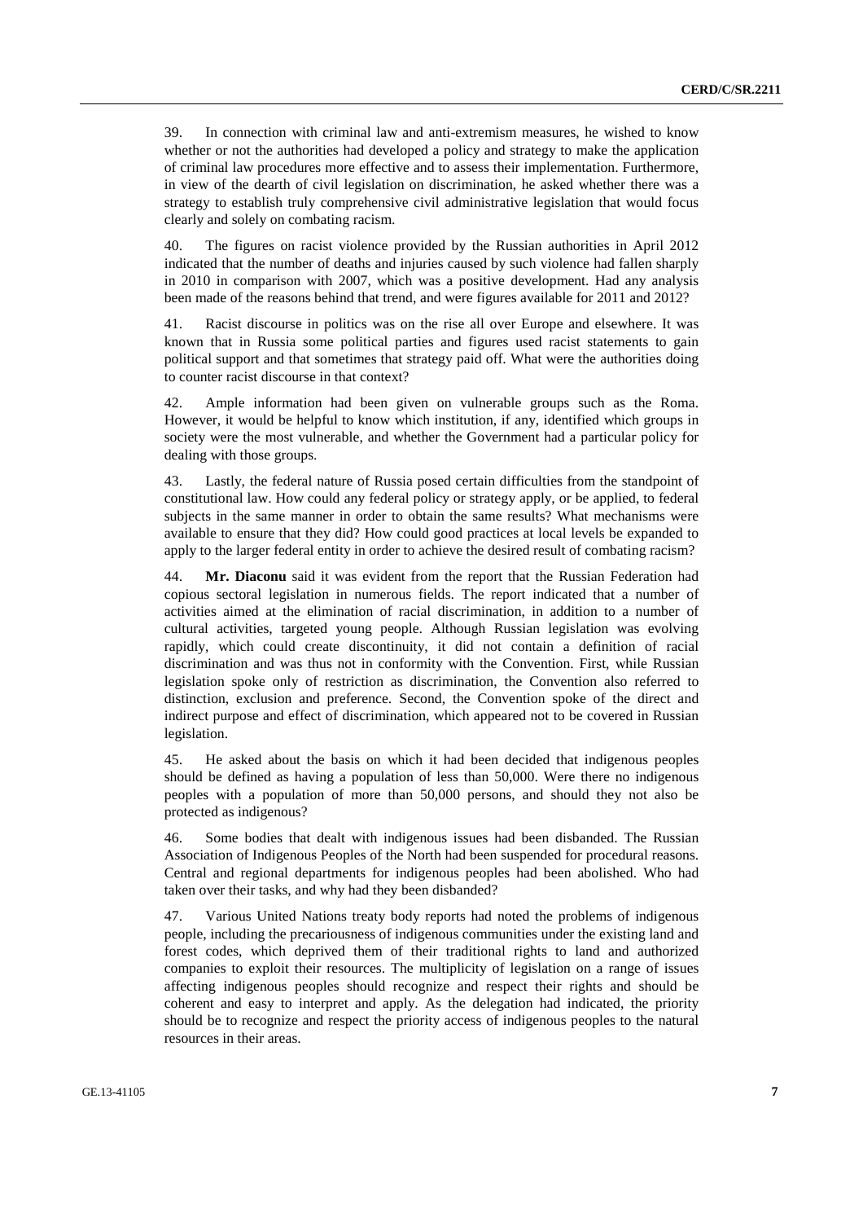39. In connection with criminal law and anti-extremism measures, he wished to know whether or not the authorities had developed a policy and strategy to make the application of criminal law procedures more effective and to assess their implementation. Furthermore, in view of the dearth of civil legislation on discrimination, he asked whether there was a strategy to establish truly comprehensive civil administrative legislation that would focus clearly and solely on combating racism.

40. The figures on racist violence provided by the Russian authorities in April 2012 indicated that the number of deaths and injuries caused by such violence had fallen sharply in 2010 in comparison with 2007, which was a positive development. Had any analysis been made of the reasons behind that trend, and were figures available for 2011 and 2012?

41. Racist discourse in politics was on the rise all over Europe and elsewhere. It was known that in Russia some political parties and figures used racist statements to gain political support and that sometimes that strategy paid off. What were the authorities doing to counter racist discourse in that context?

42. Ample information had been given on vulnerable groups such as the Roma. However, it would be helpful to know which institution, if any, identified which groups in society were the most vulnerable, and whether the Government had a particular policy for dealing with those groups.

43. Lastly, the federal nature of Russia posed certain difficulties from the standpoint of constitutional law. How could any federal policy or strategy apply, or be applied, to federal subjects in the same manner in order to obtain the same results? What mechanisms were available to ensure that they did? How could good practices at local levels be expanded to apply to the larger federal entity in order to achieve the desired result of combating racism?

44. **Mr. Diaconu** said it was evident from the report that the Russian Federation had copious sectoral legislation in numerous fields. The report indicated that a number of activities aimed at the elimination of racial discrimination, in addition to a number of cultural activities, targeted young people. Although Russian legislation was evolving rapidly, which could create discontinuity, it did not contain a definition of racial discrimination and was thus not in conformity with the Convention. First, while Russian legislation spoke only of restriction as discrimination, the Convention also referred to distinction, exclusion and preference. Second, the Convention spoke of the direct and indirect purpose and effect of discrimination, which appeared not to be covered in Russian legislation.

45. He asked about the basis on which it had been decided that indigenous peoples should be defined as having a population of less than 50,000. Were there no indigenous peoples with a population of more than 50,000 persons, and should they not also be protected as indigenous?

46. Some bodies that dealt with indigenous issues had been disbanded. The Russian Association of Indigenous Peoples of the North had been suspended for procedural reasons. Central and regional departments for indigenous peoples had been abolished. Who had taken over their tasks, and why had they been disbanded?

47. Various United Nations treaty body reports had noted the problems of indigenous people, including the precariousness of indigenous communities under the existing land and forest codes, which deprived them of their traditional rights to land and authorized companies to exploit their resources. The multiplicity of legislation on a range of issues affecting indigenous peoples should recognize and respect their rights and should be coherent and easy to interpret and apply. As the delegation had indicated, the priority should be to recognize and respect the priority access of indigenous peoples to the natural resources in their areas.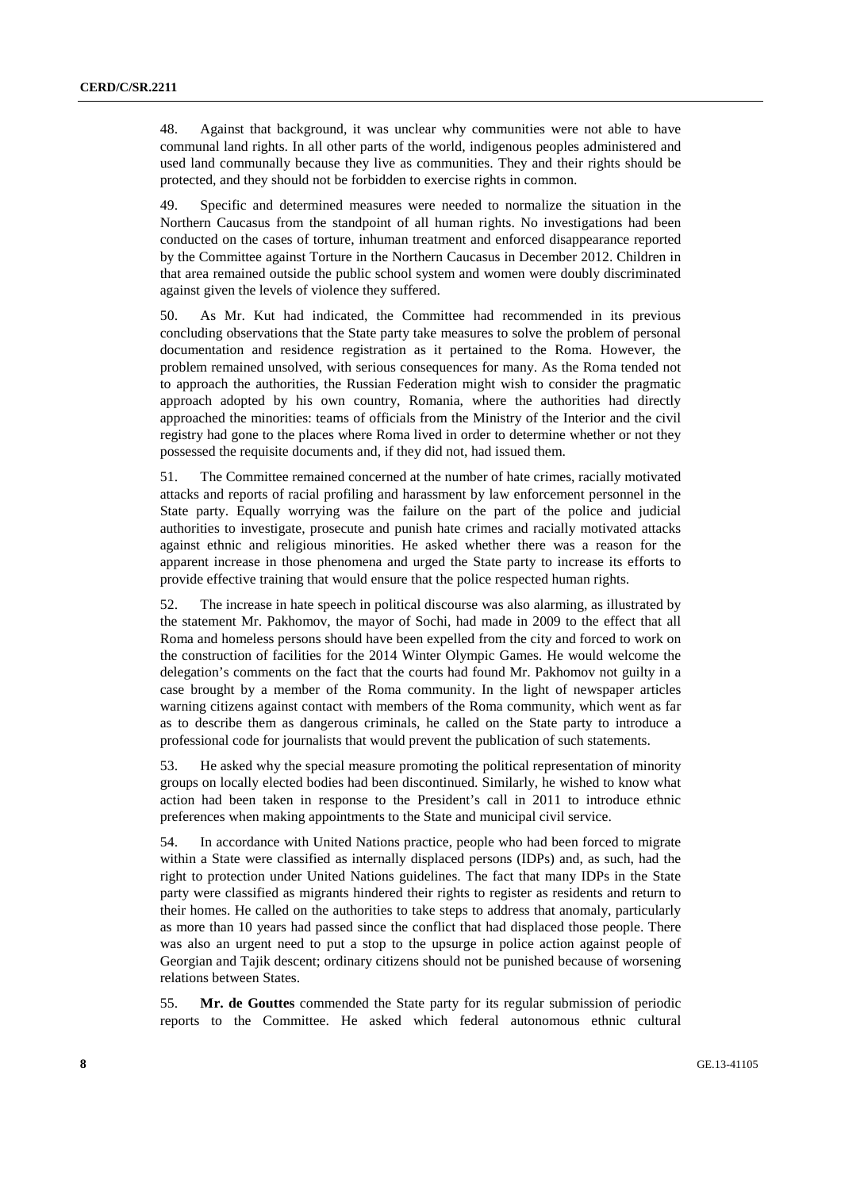48. Against that background, it was unclear why communities were not able to have communal land rights. In all other parts of the world, indigenous peoples administered and used land communally because they live as communities. They and their rights should be protected, and they should not be forbidden to exercise rights in common.

49. Specific and determined measures were needed to normalize the situation in the Northern Caucasus from the standpoint of all human rights. No investigations had been conducted on the cases of torture, inhuman treatment and enforced disappearance reported by the Committee against Torture in the Northern Caucasus in December 2012. Children in that area remained outside the public school system and women were doubly discriminated against given the levels of violence they suffered.

50. As Mr. Kut had indicated, the Committee had recommended in its previous concluding observations that the State party take measures to solve the problem of personal documentation and residence registration as it pertained to the Roma. However, the problem remained unsolved, with serious consequences for many. As the Roma tended not to approach the authorities, the Russian Federation might wish to consider the pragmatic approach adopted by his own country, Romania, where the authorities had directly approached the minorities: teams of officials from the Ministry of the Interior and the civil registry had gone to the places where Roma lived in order to determine whether or not they possessed the requisite documents and, if they did not, had issued them.

51. The Committee remained concerned at the number of hate crimes, racially motivated attacks and reports of racial profiling and harassment by law enforcement personnel in the State party. Equally worrying was the failure on the part of the police and judicial authorities to investigate, prosecute and punish hate crimes and racially motivated attacks against ethnic and religious minorities. He asked whether there was a reason for the apparent increase in those phenomena and urged the State party to increase its efforts to provide effective training that would ensure that the police respected human rights.

52. The increase in hate speech in political discourse was also alarming, as illustrated by the statement Mr. Pakhomov, the mayor of Sochi, had made in 2009 to the effect that all Roma and homeless persons should have been expelled from the city and forced to work on the construction of facilities for the 2014 Winter Olympic Games. He would welcome the delegation's comments on the fact that the courts had found Mr. Pakhomov not guilty in a case brought by a member of the Roma community. In the light of newspaper articles warning citizens against contact with members of the Roma community, which went as far as to describe them as dangerous criminals, he called on the State party to introduce a professional code for journalists that would prevent the publication of such statements.

53. He asked why the special measure promoting the political representation of minority groups on locally elected bodies had been discontinued. Similarly, he wished to know what action had been taken in response to the President's call in 2011 to introduce ethnic preferences when making appointments to the State and municipal civil service.

54. In accordance with United Nations practice, people who had been forced to migrate within a State were classified as internally displaced persons (IDPs) and, as such, had the right to protection under United Nations guidelines. The fact that many IDPs in the State party were classified as migrants hindered their rights to register as residents and return to their homes. He called on the authorities to take steps to address that anomaly, particularly as more than 10 years had passed since the conflict that had displaced those people. There was also an urgent need to put a stop to the upsurge in police action against people of Georgian and Tajik descent; ordinary citizens should not be punished because of worsening relations between States.

55. **Mr. de Gouttes** commended the State party for its regular submission of periodic reports to the Committee. He asked which federal autonomous ethnic cultural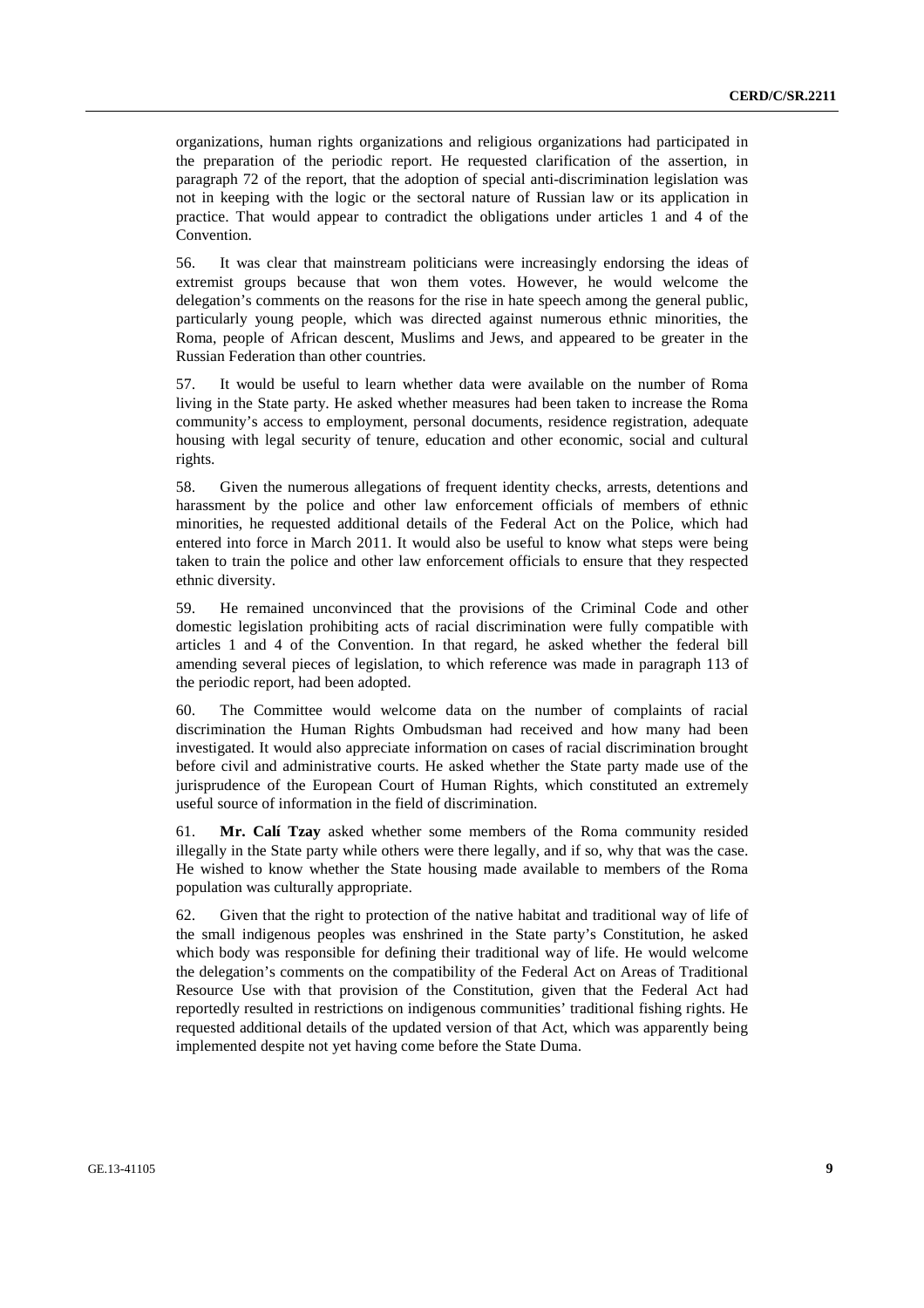organizations, human rights organizations and religious organizations had participated in the preparation of the periodic report. He requested clarification of the assertion, in paragraph 72 of the report, that the adoption of special anti-discrimination legislation was not in keeping with the logic or the sectoral nature of Russian law or its application in practice. That would appear to contradict the obligations under articles 1 and 4 of the Convention.

56. It was clear that mainstream politicians were increasingly endorsing the ideas of extremist groups because that won them votes. However, he would welcome the delegation's comments on the reasons for the rise in hate speech among the general public, particularly young people, which was directed against numerous ethnic minorities, the Roma, people of African descent, Muslims and Jews, and appeared to be greater in the Russian Federation than other countries.

57. It would be useful to learn whether data were available on the number of Roma living in the State party. He asked whether measures had been taken to increase the Roma community's access to employment, personal documents, residence registration, adequate housing with legal security of tenure, education and other economic, social and cultural rights.

58. Given the numerous allegations of frequent identity checks, arrests, detentions and harassment by the police and other law enforcement officials of members of ethnic minorities, he requested additional details of the Federal Act on the Police, which had entered into force in March 2011. It would also be useful to know what steps were being taken to train the police and other law enforcement officials to ensure that they respected ethnic diversity.

59. He remained unconvinced that the provisions of the Criminal Code and other domestic legislation prohibiting acts of racial discrimination were fully compatible with articles 1 and 4 of the Convention. In that regard, he asked whether the federal bill amending several pieces of legislation, to which reference was made in paragraph 113 of the periodic report, had been adopted.

60. The Committee would welcome data on the number of complaints of racial discrimination the Human Rights Ombudsman had received and how many had been investigated. It would also appreciate information on cases of racial discrimination brought before civil and administrative courts. He asked whether the State party made use of the jurisprudence of the European Court of Human Rights, which constituted an extremely useful source of information in the field of discrimination.

61. **Mr. Calí Tzay** asked whether some members of the Roma community resided illegally in the State party while others were there legally, and if so, why that was the case. He wished to know whether the State housing made available to members of the Roma population was culturally appropriate.

62. Given that the right to protection of the native habitat and traditional way of life of the small indigenous peoples was enshrined in the State party's Constitution, he asked which body was responsible for defining their traditional way of life. He would welcome the delegation's comments on the compatibility of the Federal Act on Areas of Traditional Resource Use with that provision of the Constitution, given that the Federal Act had reportedly resulted in restrictions on indigenous communities' traditional fishing rights. He requested additional details of the updated version of that Act, which was apparently being implemented despite not yet having come before the State Duma.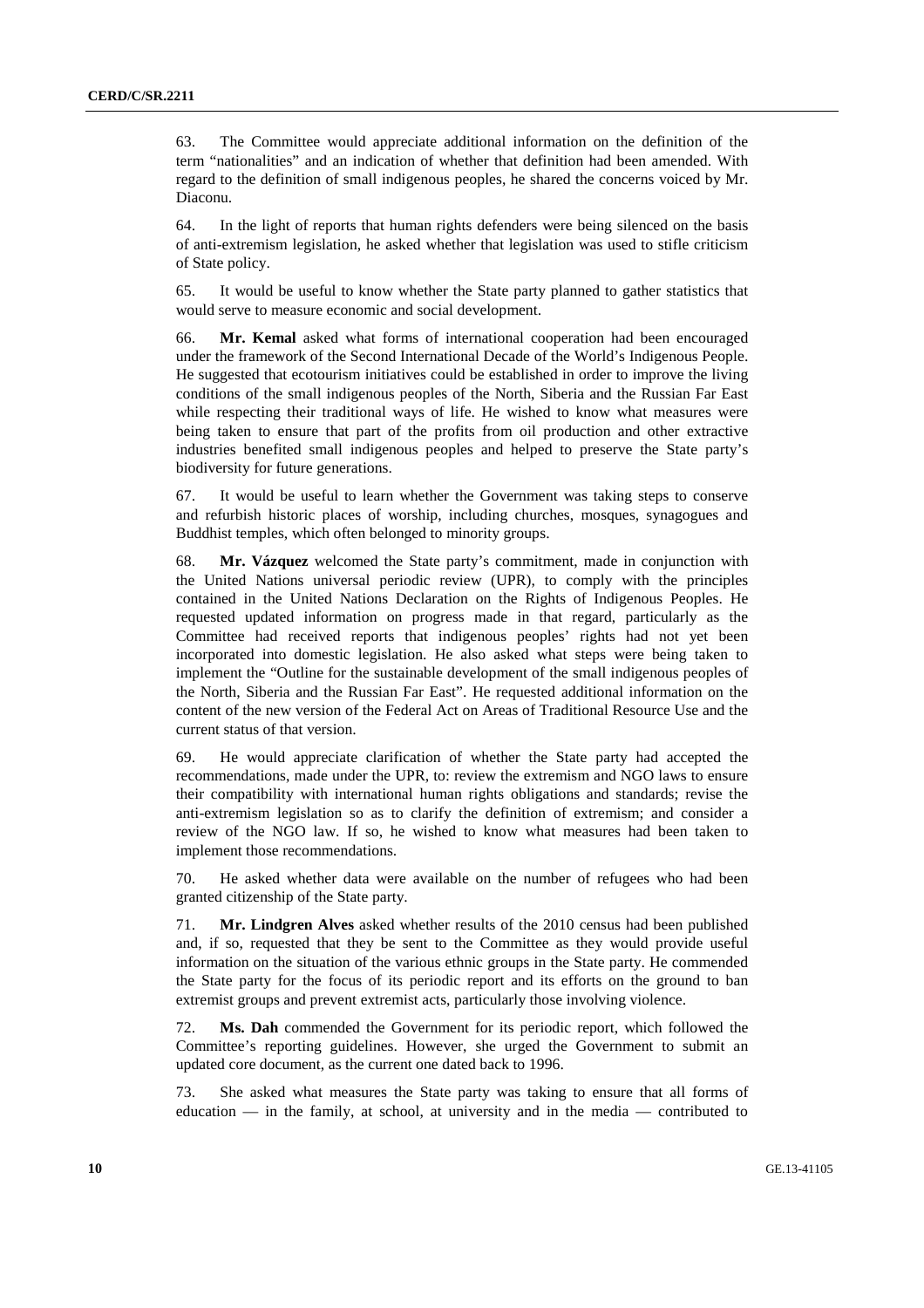63. The Committee would appreciate additional information on the definition of the term "nationalities" and an indication of whether that definition had been amended. With regard to the definition of small indigenous peoples, he shared the concerns voiced by Mr. Diaconu.

64. In the light of reports that human rights defenders were being silenced on the basis of anti-extremism legislation, he asked whether that legislation was used to stifle criticism of State policy.

65. It would be useful to know whether the State party planned to gather statistics that would serve to measure economic and social development.

66. **Mr. Kemal** asked what forms of international cooperation had been encouraged under the framework of the Second International Decade of the World's Indigenous People. He suggested that ecotourism initiatives could be established in order to improve the living conditions of the small indigenous peoples of the North, Siberia and the Russian Far East while respecting their traditional ways of life. He wished to know what measures were being taken to ensure that part of the profits from oil production and other extractive industries benefited small indigenous peoples and helped to preserve the State party's biodiversity for future generations.

67. It would be useful to learn whether the Government was taking steps to conserve and refurbish historic places of worship, including churches, mosques, synagogues and Buddhist temples, which often belonged to minority groups.

68. **Mr. Vázquez** welcomed the State party's commitment, made in conjunction with the United Nations universal periodic review (UPR), to comply with the principles contained in the United Nations Declaration on the Rights of Indigenous Peoples. He requested updated information on progress made in that regard, particularly as the Committee had received reports that indigenous peoples' rights had not yet been incorporated into domestic legislation. He also asked what steps were being taken to implement the "Outline for the sustainable development of the small indigenous peoples of the North, Siberia and the Russian Far East". He requested additional information on the content of the new version of the Federal Act on Areas of Traditional Resource Use and the current status of that version.

69. He would appreciate clarification of whether the State party had accepted the recommendations, made under the UPR, to: review the extremism and NGO laws to ensure their compatibility with international human rights obligations and standards; revise the anti-extremism legislation so as to clarify the definition of extremism; and consider a review of the NGO law. If so, he wished to know what measures had been taken to implement those recommendations.

70. He asked whether data were available on the number of refugees who had been granted citizenship of the State party.

71. **Mr. Lindgren Alves** asked whether results of the 2010 census had been published and, if so, requested that they be sent to the Committee as they would provide useful information on the situation of the various ethnic groups in the State party. He commended the State party for the focus of its periodic report and its efforts on the ground to ban extremist groups and prevent extremist acts, particularly those involving violence.

72. **Ms. Dah** commended the Government for its periodic report, which followed the Committee's reporting guidelines. However, she urged the Government to submit an updated core document, as the current one dated back to 1996.

73. She asked what measures the State party was taking to ensure that all forms of education — in the family, at school, at university and in the media — contributed to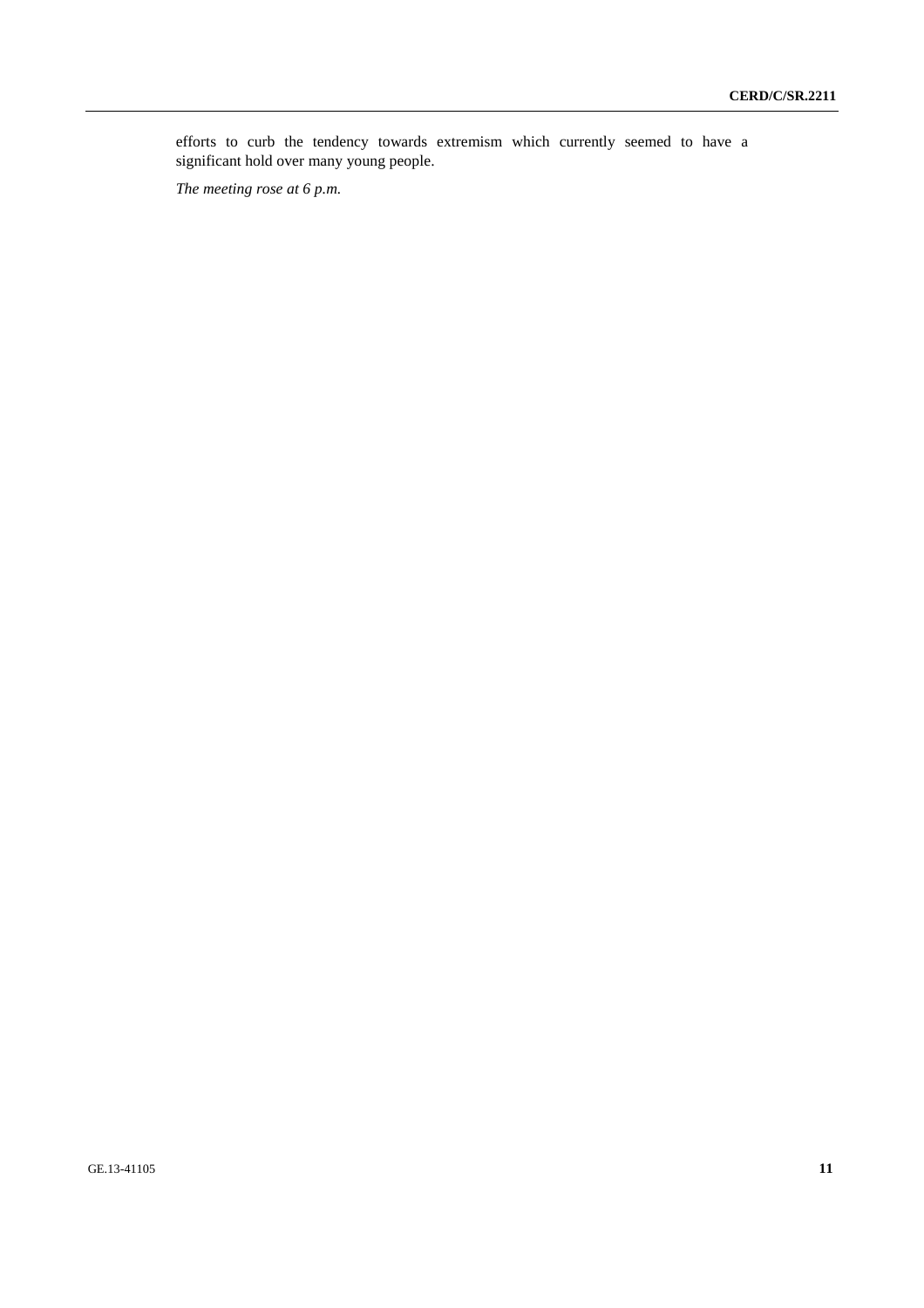efforts to curb the tendency towards extremism which currently seemed to have a significant hold over many young people.

*The meeting rose at 6 p.m.*